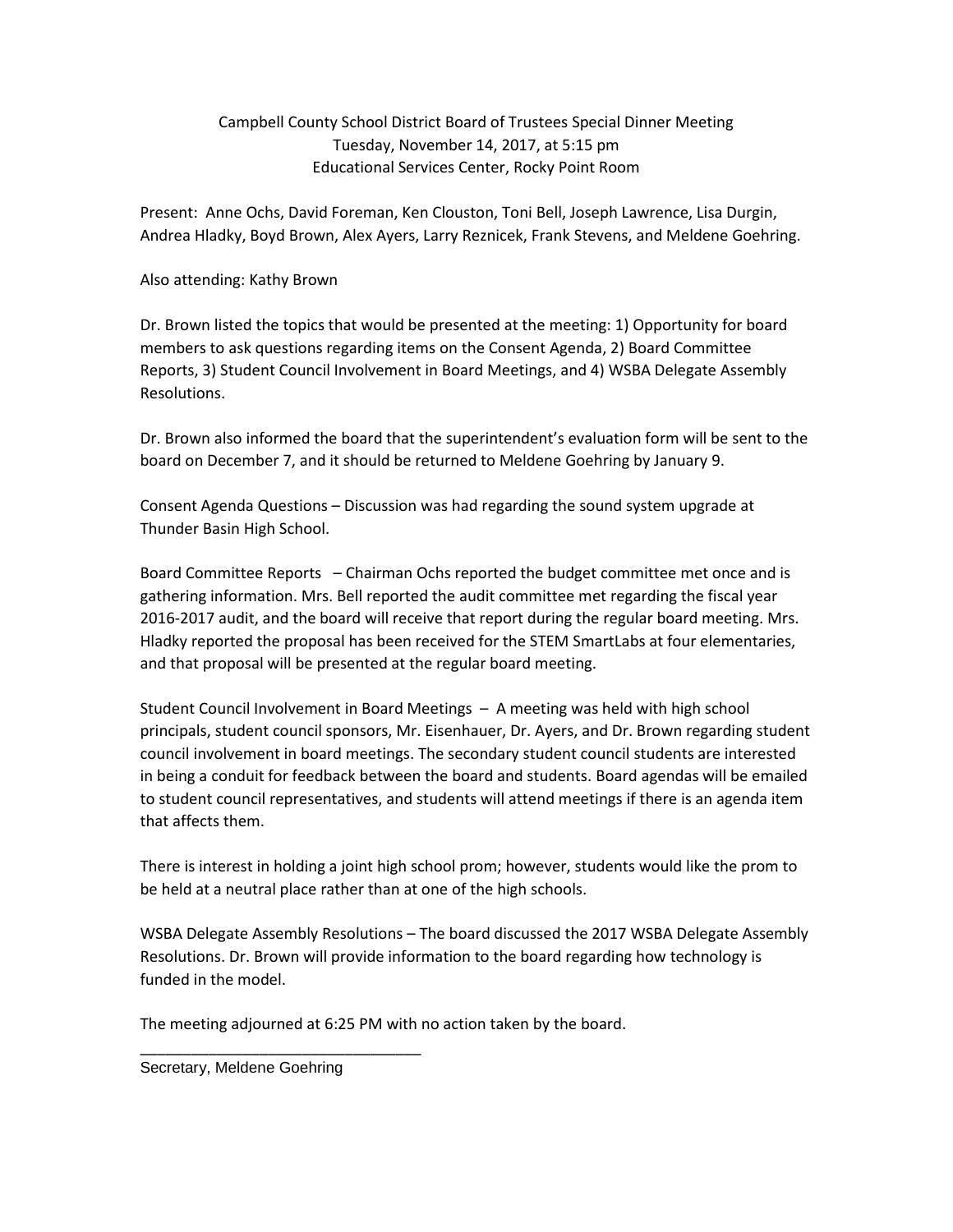Campbell County School District Board of Trustees Special Dinner Meeting
Tuesday, November 14, 2017, at 5:15 pm
Educational Services Center, Rocky Point Room

Present: Anne Ochs, David Foreman, Ken Clouston, Toni Bell, Joseph Lawrence, Lisa Durgin, Andrea Hladky, Boyd Brown, Alex Ayers, Larry Reznicek, Frank Stevens, and Meldene Goehring.

Also attending: Kathy Brown

Dr. Brown listed the topics that would be presented at the meeting: 1) Opportunity for board members to ask questions regarding items on the Consent Agenda, 2) Board Committee Reports, 3) Student Council Involvement in Board Meetings, and 4) WSBA Delegate Assembly Resolutions.

Dr. Brown also informed the board that the superintendent's evaluation form will be sent to the board on December 7, and it should be returned to Meldene Goehring by January 9.

Consent Agenda Questions – Discussion was had regarding the sound system upgrade at Thunder Basin High School.

Board Committee Reports – Chairman Ochs reported the budget committee met once and is gathering information. Mrs. Bell reported the audit committee met regarding the fiscal year 2016-2017 audit, and the board will receive that report during the regular board meeting. Mrs. Hladky reported the proposal has been received for the STEM SmartLabs at four elementaries, and that proposal will be presented at the regular board meeting.

Student Council Involvement in Board Meetings – A meeting was held with high school principals, student council sponsors, Mr. Eisenhauer, Dr. Ayers, and Dr. Brown regarding student council involvement in board meetings. The secondary student council students are interested in being a conduit for feedback between the board and students. Board agendas will be emailed to student council representatives, and students will attend meetings if there is an agenda item that affects them.

There is interest in holding a joint high school prom; however, students would like the prom to be held at a neutral place rather than at one of the high schools.

WSBA Delegate Assembly Resolutions – The board discussed the 2017 WSBA Delegate Assembly Resolutions. Dr. Brown will provide information to the board regarding how technology is funded in the model.

The meeting adjourned at 6:25 PM with no action taken by the board.

_________________________________
Secretary, Meldene Goehring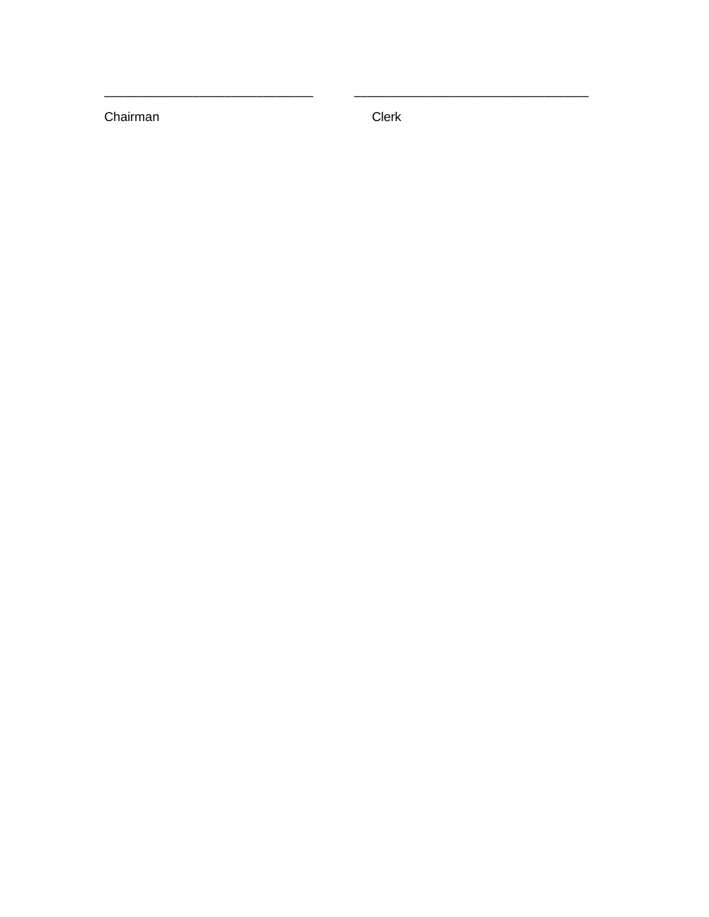\_\_\_\_\_\_\_\_\_\_\_\_\_\_\_\_\_\_\_\_\_\_\_\_\_\_\_\_\_\_ \_\_\_\_\_\_\_\_\_\_\_\_\_\_\_\_\_\_\_\_\_\_\_\_\_\_\_\_\_\_\_\_\_\_

Chairman Clerk